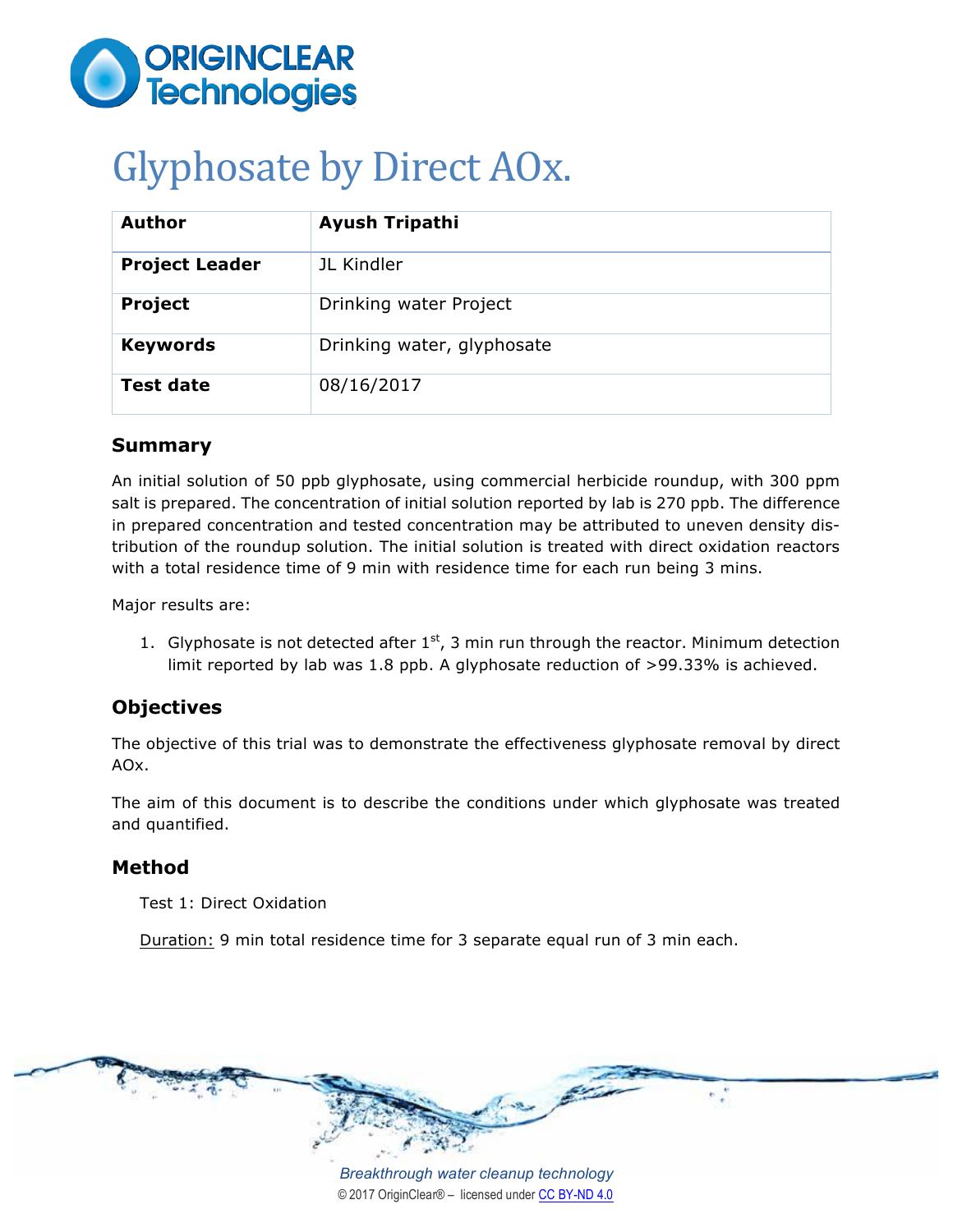# Glyphosate by Direct AOx.

| Author | Ayush Tripathi |
| --- | --- |
| Project Leader | JL Kindler |
| Project | Drinking water Project |
| Keywords | Drinking water, glyphosate |
| Test date | 08/16/2017 |

## Summary

An initial solution of 50 ppb glyphosate, using commercial herbicide roundup, with 300 ppm salt is prepared. The concentration of initial solution reported by lab is 270 ppb. The difference in prepared concentration and tested concentration may be attributed to uneven density distribution of the roundup solution. The initial solution is treated with direct oxidation reactors with a total residence time of 9 min with residence time for each run being 3 mins.

Major results are:

1. Glyphosate is not detected after 1st, 3 min run through the reactor. Minimum detection limit reported by lab was 1.8 ppb. A glyphosate reduction of >99.33% is achieved.

## Objectives

The objective of this trial was to demonstrate the effectiveness glyphosate removal by direct AOx.

The aim of this document is to describe the conditions under which glyphosate was treated and quantified.

## Method

Test 1: Direct Oxidation

Duration: 9 min total residence time for 3 separate equal run of 3 min each.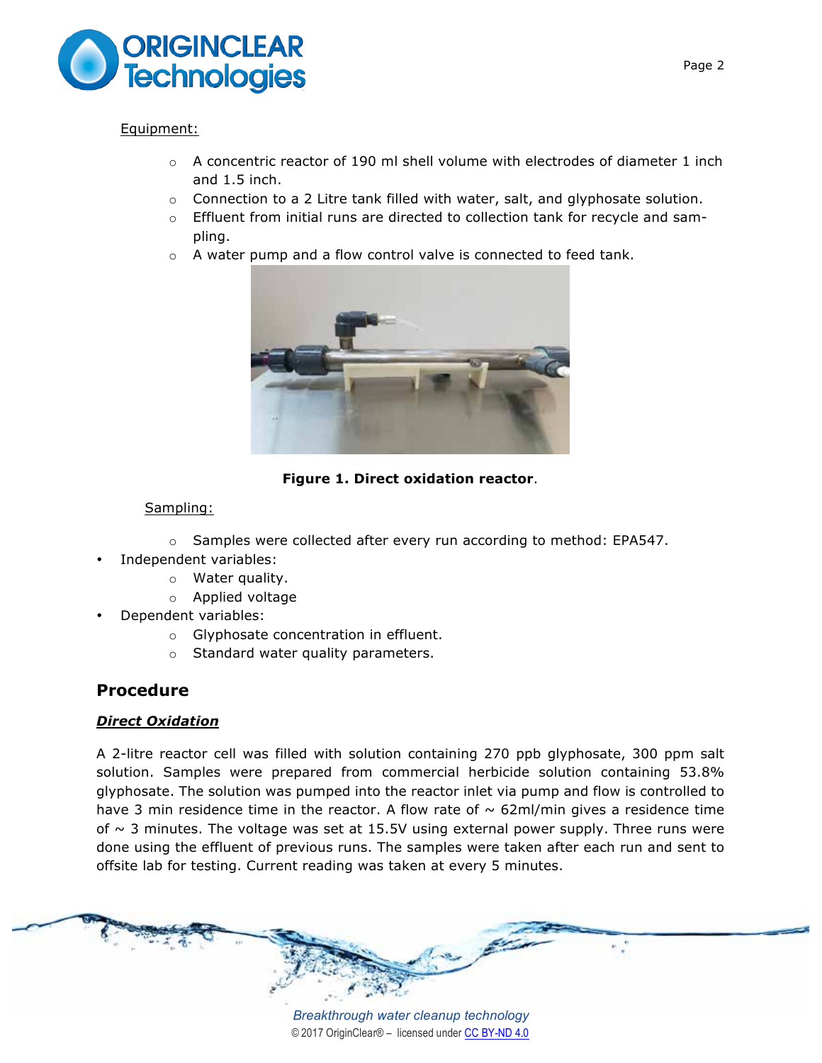Equipment:

- A concentric reactor of 190 ml shell volume with electrodes of diameter 1 inch and 1.5 inch.
- Connection to a 2 Litre tank filled with water, salt, and glyphosate solution.
- Effluent from initial runs are directed to collection tank for recycle and sampling.
- A water pump and a flow control valve is connected to feed tank.

**Figure 1. Direct oxidation reactor**.

Sampling:

- Samples were collected after every run according to method: EPA547.

- Independent variables:
  - Water quality.
  - Applied voltage
- Dependent variables:
  - Glyphosate concentration in effluent.
  - Standard water quality parameters.

## Procedure

### ***Direct Oxidation***

A 2-litre reactor cell was filled with solution containing 270 ppb glyphosate, 300 ppm salt solution. Samples were prepared from commercial herbicide solution containing 53.8% glyphosate. The solution was pumped into the reactor inlet via pump and flow is controlled to have 3 min residence time in the reactor. A flow rate of ~ 62ml/min gives a residence time of ~ 3 minutes. The voltage was set at 15.5V using external power supply. Three runs were done using the effluent of previous runs. The samples were taken after each run and sent to offsite lab for testing. Current reading was taken at every 5 minutes.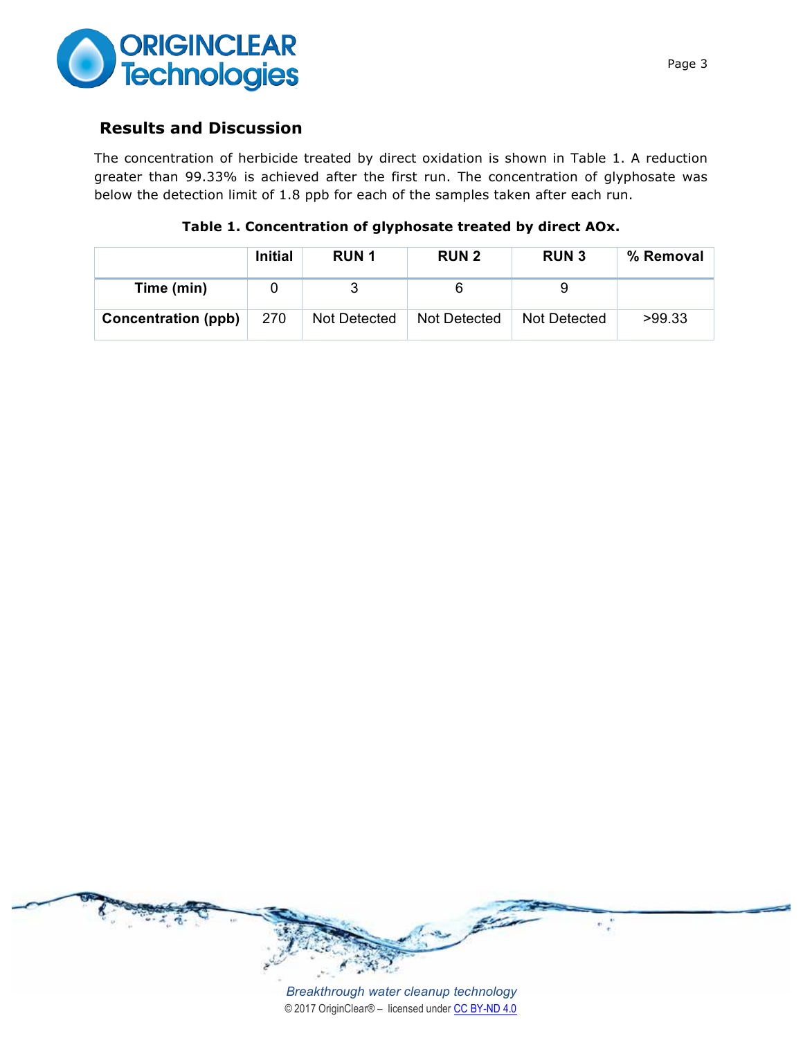## Results and Discussion

The concentration of herbicide treated by direct oxidation is shown in Table 1. A reduction greater than 99.33% is achieved after the first run. The concentration of glyphosate was below the detection limit of 1.8 ppb for each of the samples taken after each run.

**Table 1. Concentration of glyphosate treated by direct AOx.**

| | Initial | RUN 1 | RUN 2 | RUN 3 | % Removal |
|---|---|---|---|---|---|
| **Time (min)** | 0 | 3 | 6 | 9 | |
| **Concentration (ppb)** | 270 | Not Detected | Not Detected | Not Detected | >99.33 |

*Breakthrough water cleanup technology*

© 2017 OriginClear® – licensed under CC BY-ND 4.0